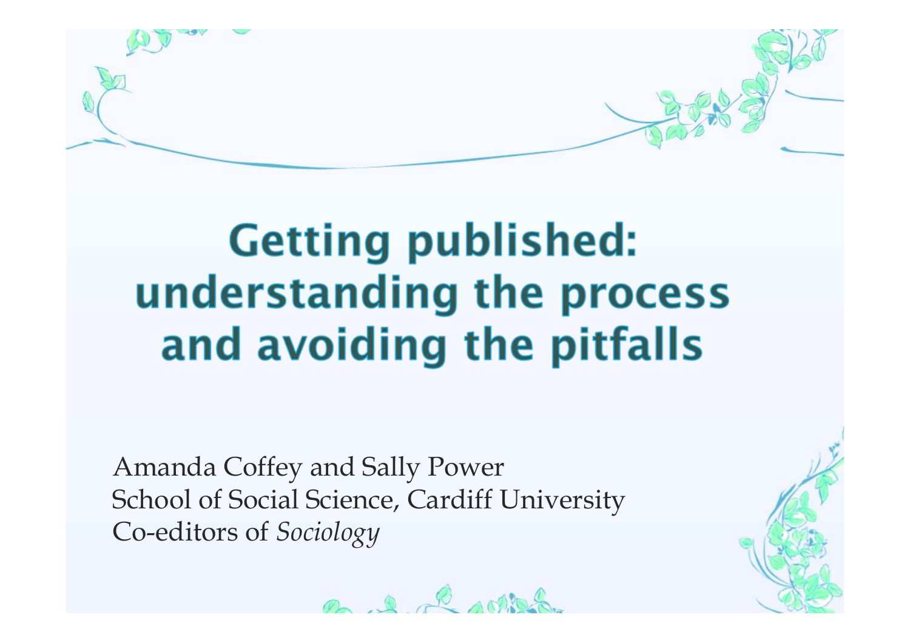# Getting published: understanding the process and avoiding the pitfalls

Amanda Coffey and Sally Power
School of Social Science, Cardiff University
Co-editors of *Sociology*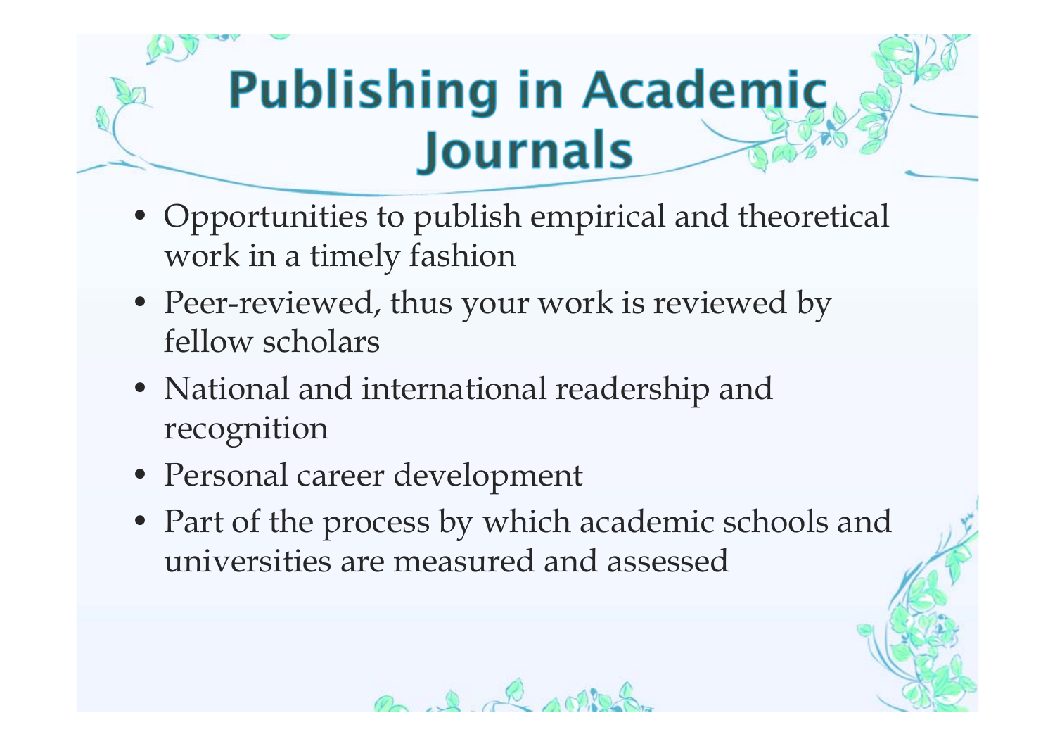# Publishing in Academic Journals

- Opportunities to publish empirical and theoretical work in a timely fashion
- Peer-reviewed, thus your work is reviewed by fellow scholars
- National and international readership and recognition
- Personal career development
- Part of the process by which academic schools and universities are measured and assessed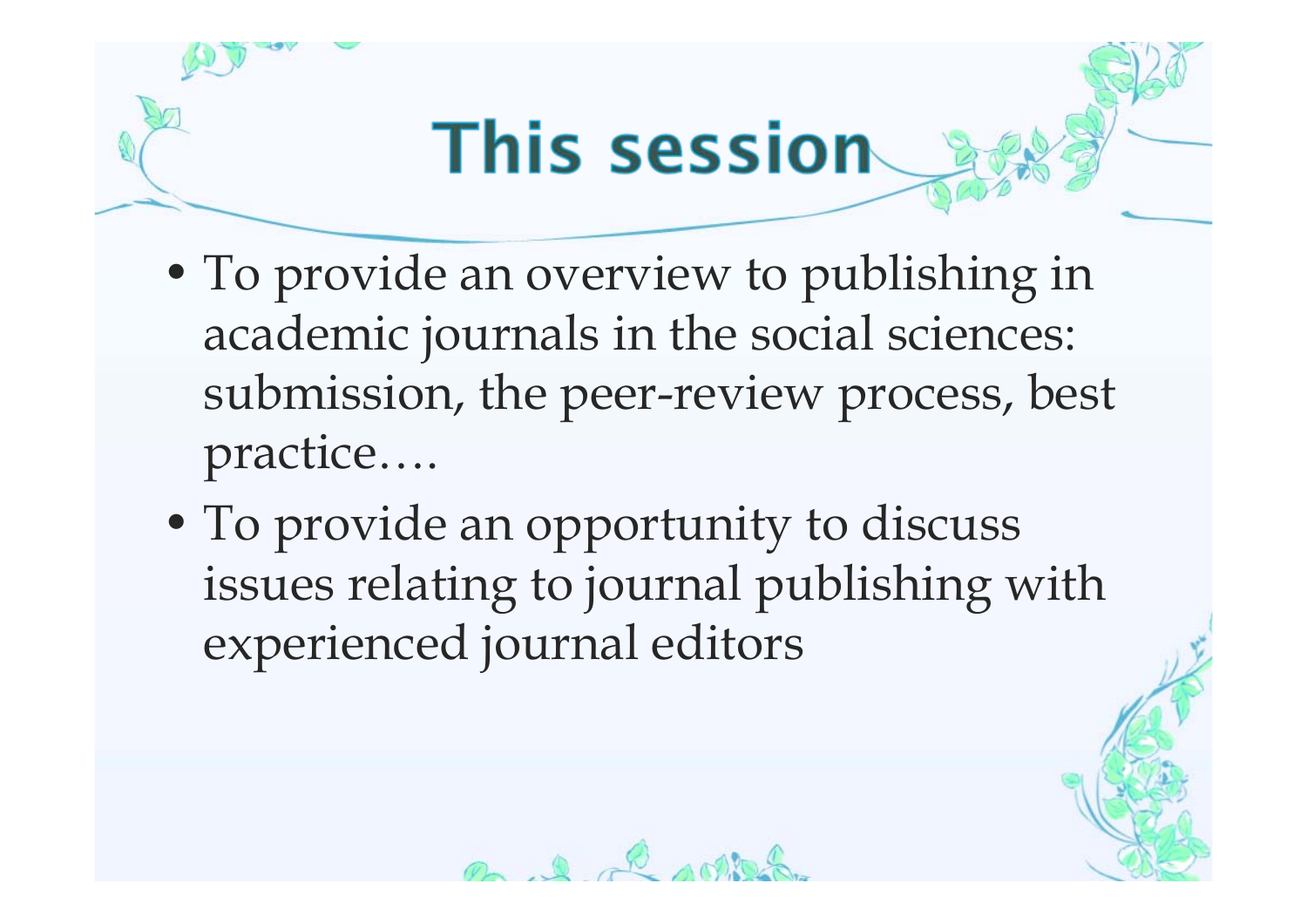# This session

- To provide an overview to publishing in academic journals in the social sciences: submission, the peer-review process, best practice….
- To provide an opportunity to discuss issues relating to journal publishing with experienced journal editors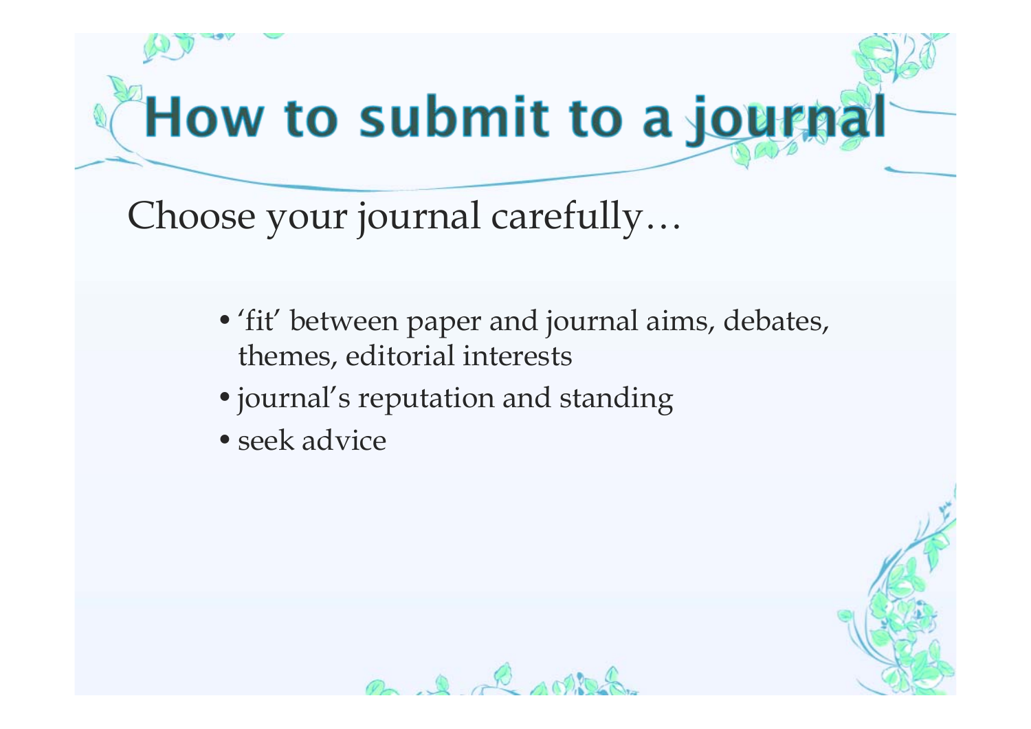# How to submit to a journal

Choose your journal carefully…

- ‘fit’ between paper and journal aims, debates, themes, editorial interests
- journal’s reputation and standing
- seek advice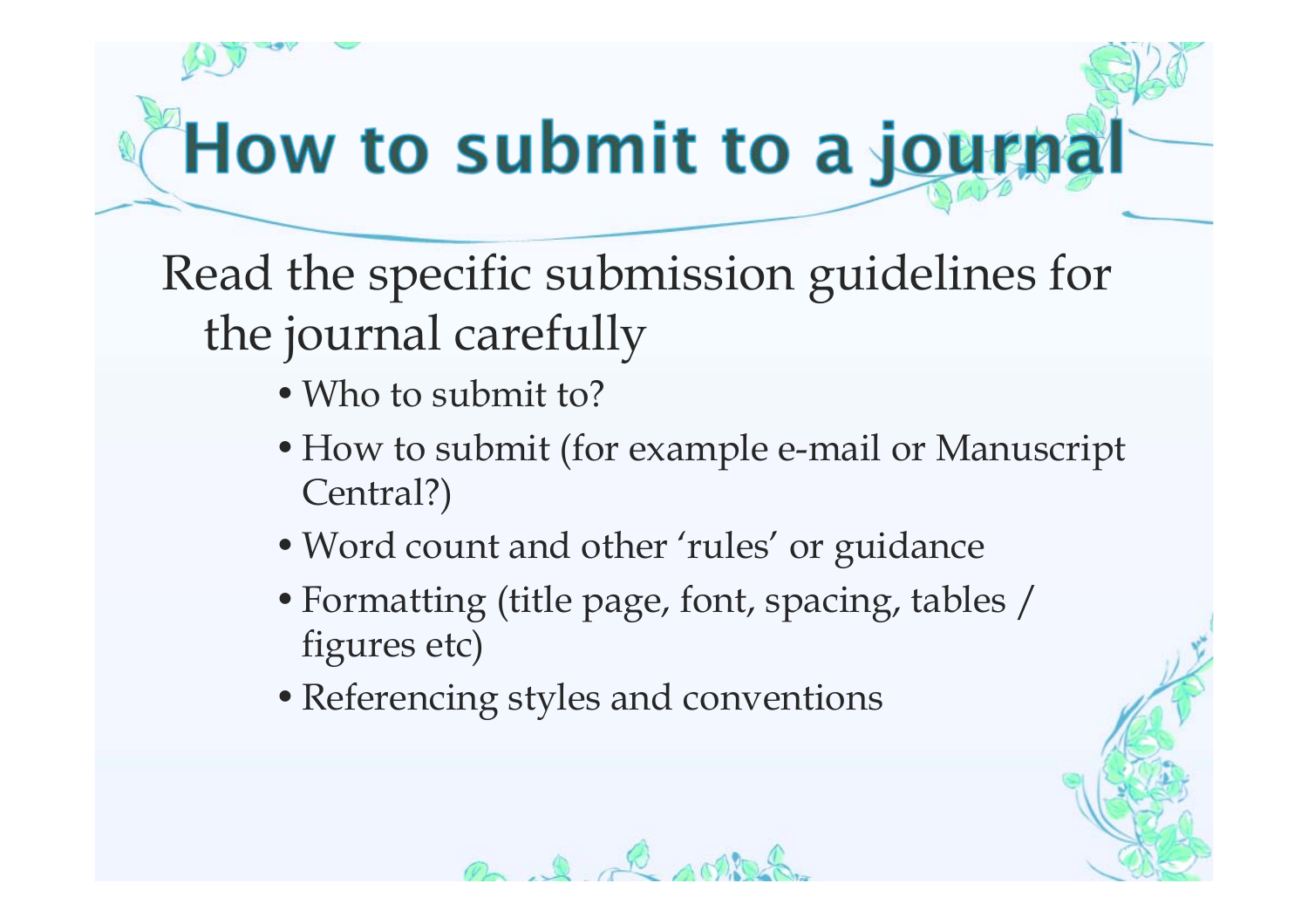# How to submit to a journal

Read the specific submission guidelines for the journal carefully

- Who to submit to?
- How to submit (for example e-mail or Manuscript Central?)
- Word count and other 'rules' or guidance
- Formatting (title page, font, spacing, tables / figures etc)
- Referencing styles and conventions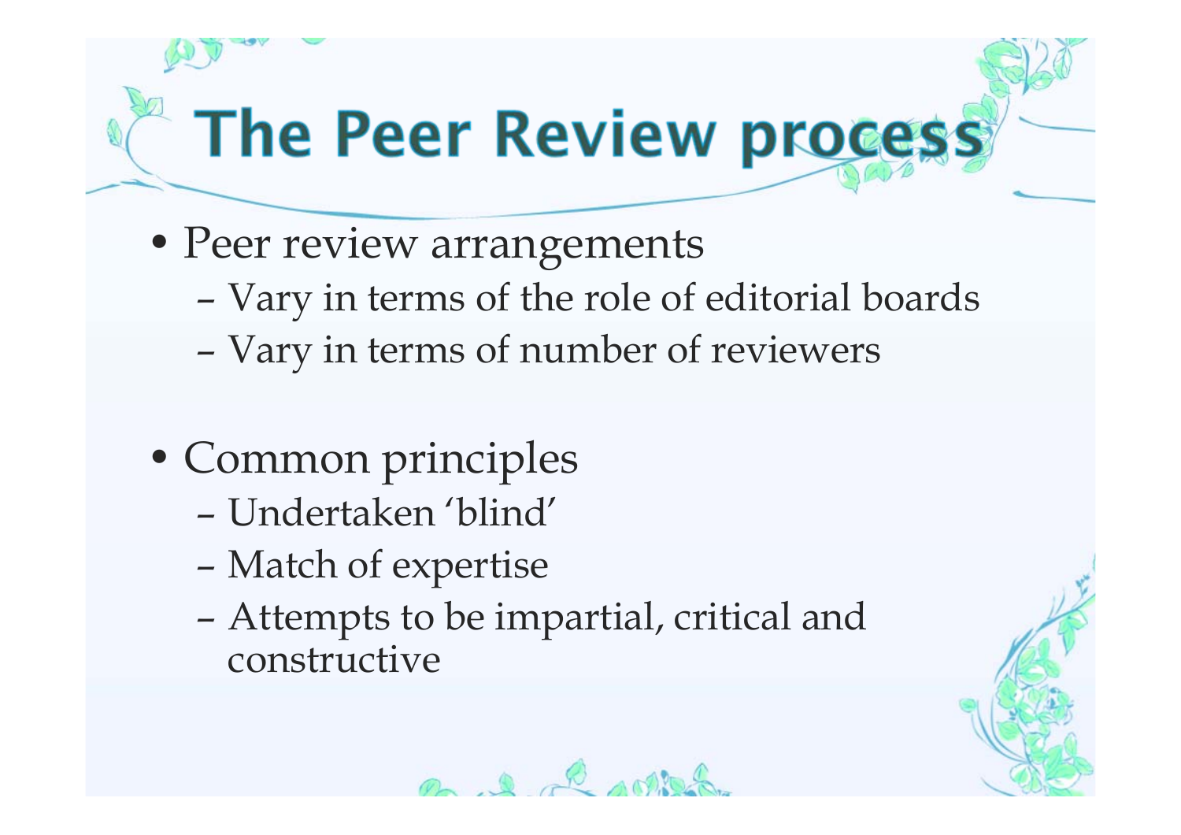# The Peer Review process

- Peer review arrangements
  - Vary in terms of the role of editorial boards
  - Vary in terms of number of reviewers
- Common principles
  - Undertaken 'blind'
  - Match of expertise
  - Attempts to be impartial, critical and constructive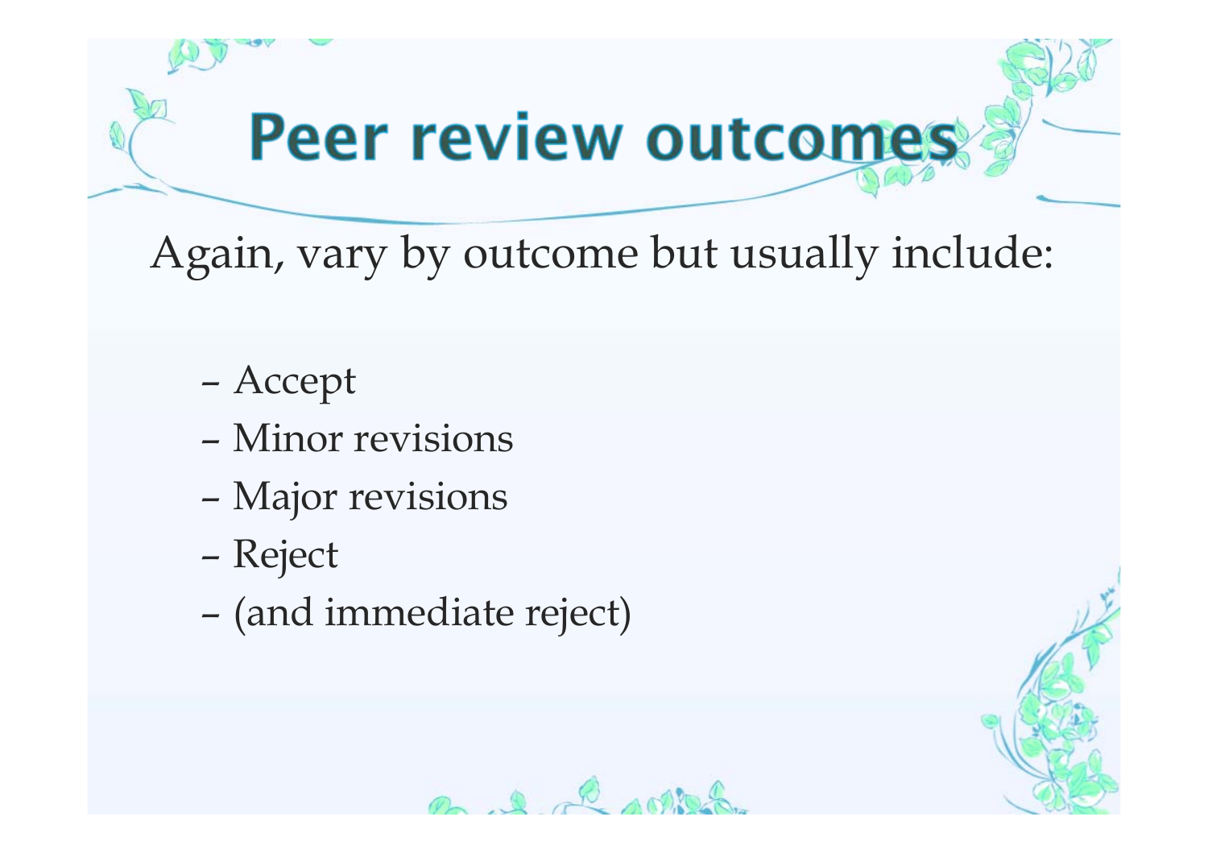# Peer review outcomes

Again, vary by outcome but usually include:

- Accept
- Minor revisions
- Major revisions
- Reject
- (and immediate reject)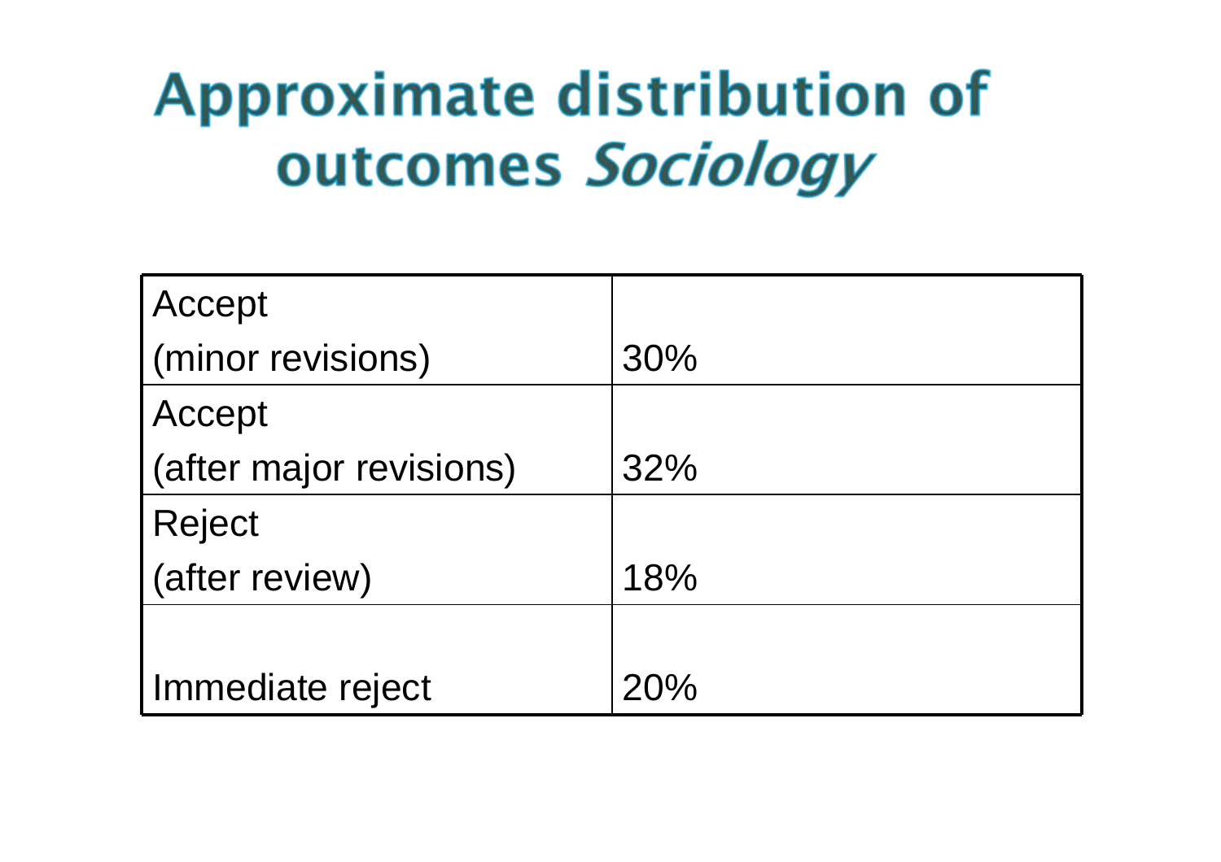# Approximate distribution of outcomes *Sociology*

| | |
|---|---|
| Accept (minor revisions) | 30% |
| Accept (after major revisions) | 32% |
| Reject (after review) | 18% |
| Immediate reject | 20% |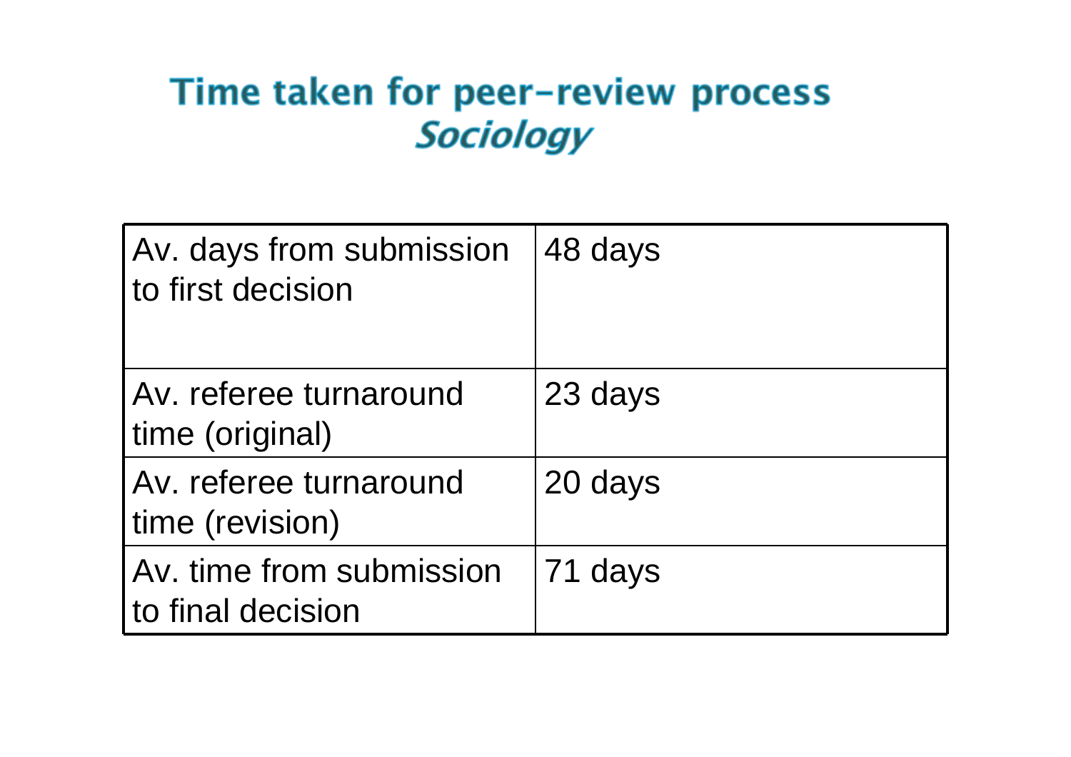# Time taken for peer-review process
## *Sociology*

| | |
|---|---|
| Av. days from submission to first decision | 48 days |
| Av. referee turnaround time (original) | 23 days |
| Av. referee turnaround time (revision) | 20 days |
| Av. time from submission to final decision | 71 days |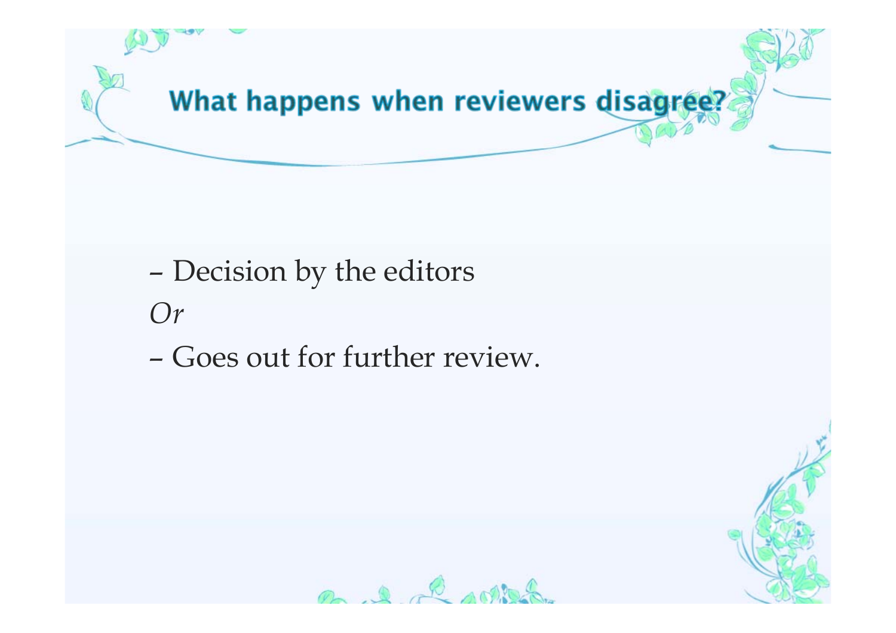# What happens when reviewers disagree?

– Decision by the editors

*Or*

– Goes out for further review.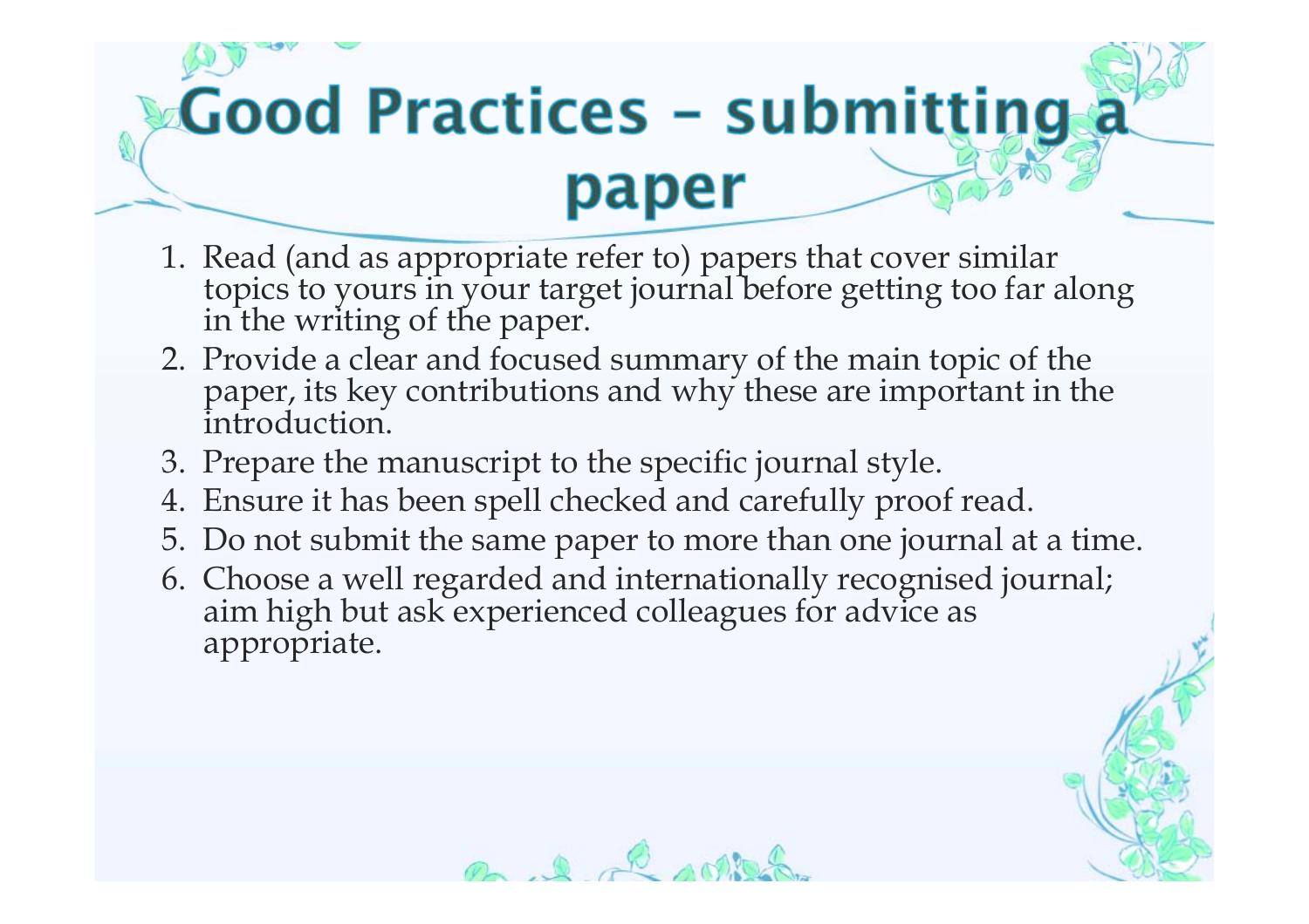# Good Practices – submitting a paper

1. Read (and as appropriate refer to) papers that cover similar topics to yours in your target journal before getting too far along in the writing of the paper.
2. Provide a clear and focused summary of the main topic of the paper, its key contributions and why these are important in the introduction.
3. Prepare the manuscript to the specific journal style.
4. Ensure it has been spell checked and carefully proof read.
5. Do not submit the same paper to more than one journal at a time.
6. Choose a well regarded and internationally recognised journal; aim high but ask experienced colleagues for advice as appropriate.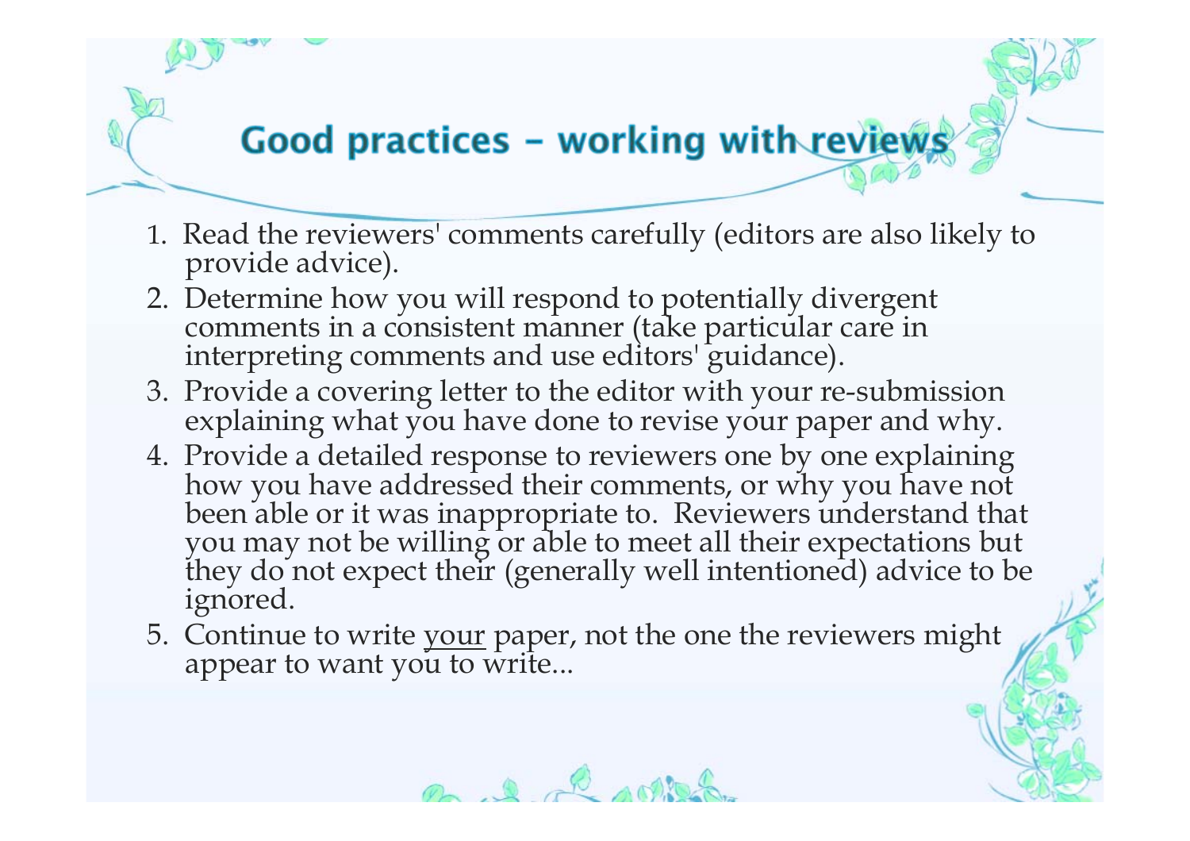# Good practices – working with reviews

1. Read the reviewers' comments carefully (editors are also likely to provide advice).
2. Determine how you will respond to potentially divergent comments in a consistent manner (take particular care in interpreting comments and use editors' guidance).
3. Provide a covering letter to the editor with your re-submission explaining what you have done to revise your paper and why.
4. Provide a detailed response to reviewers one by one explaining how you have addressed their comments, or why you have not been able or it was inappropriate to. Reviewers understand that you may not be willing or able to meet all their expectations but they do not expect their (generally well intentioned) advice to be ignored.
5. Continue to write <u>your</u> paper, not the one the reviewers might appear to want you to write...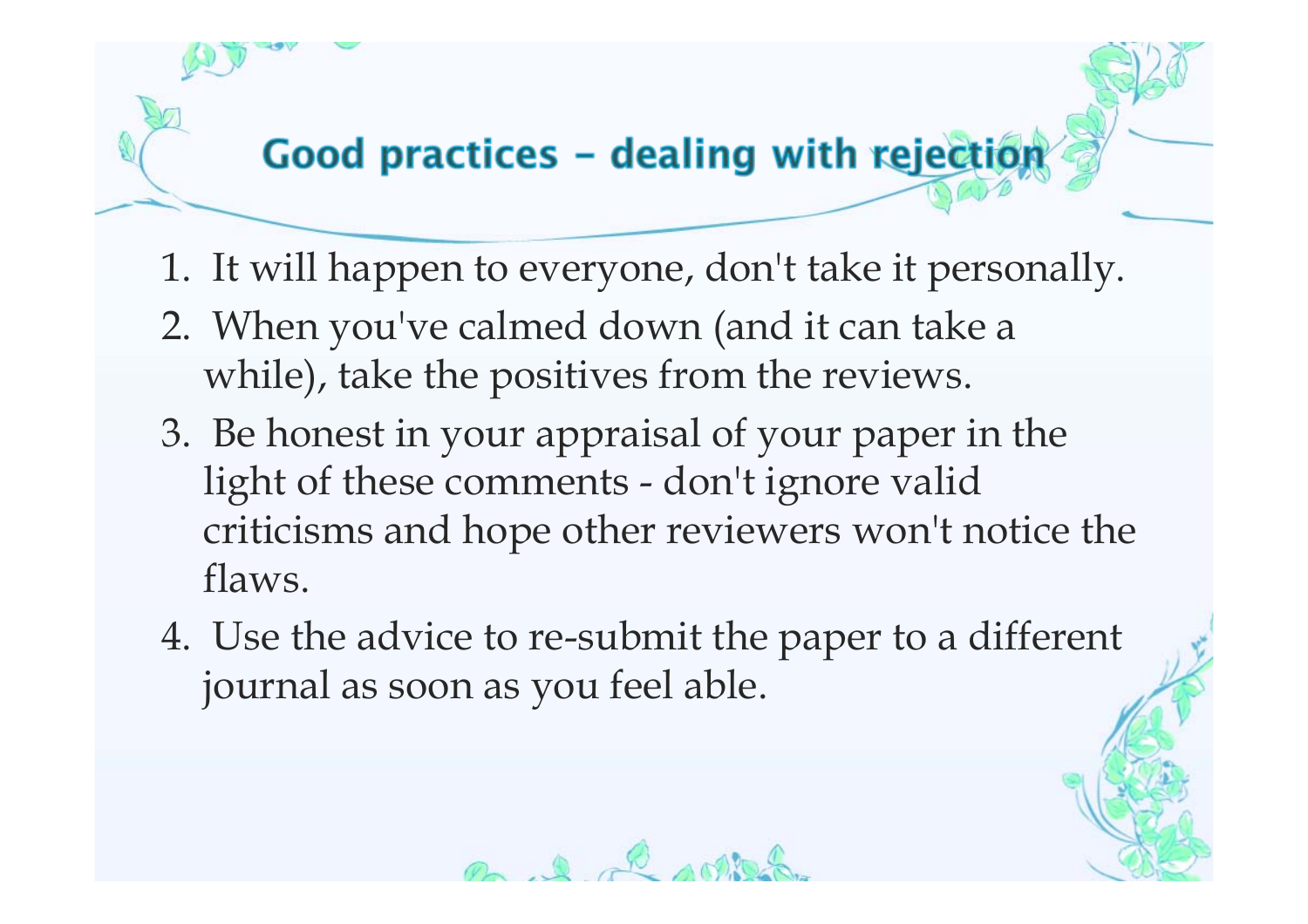## Good practices – dealing with rejection

1. It will happen to everyone, don't take it personally.
2. When you've calmed down (and it can take a while), take the positives from the reviews.
3. Be honest in your appraisal of your paper in the light of these comments - don't ignore valid criticisms and hope other reviewers won't notice the flaws.
4. Use the advice to re-submit the paper to a different journal as soon as you feel able.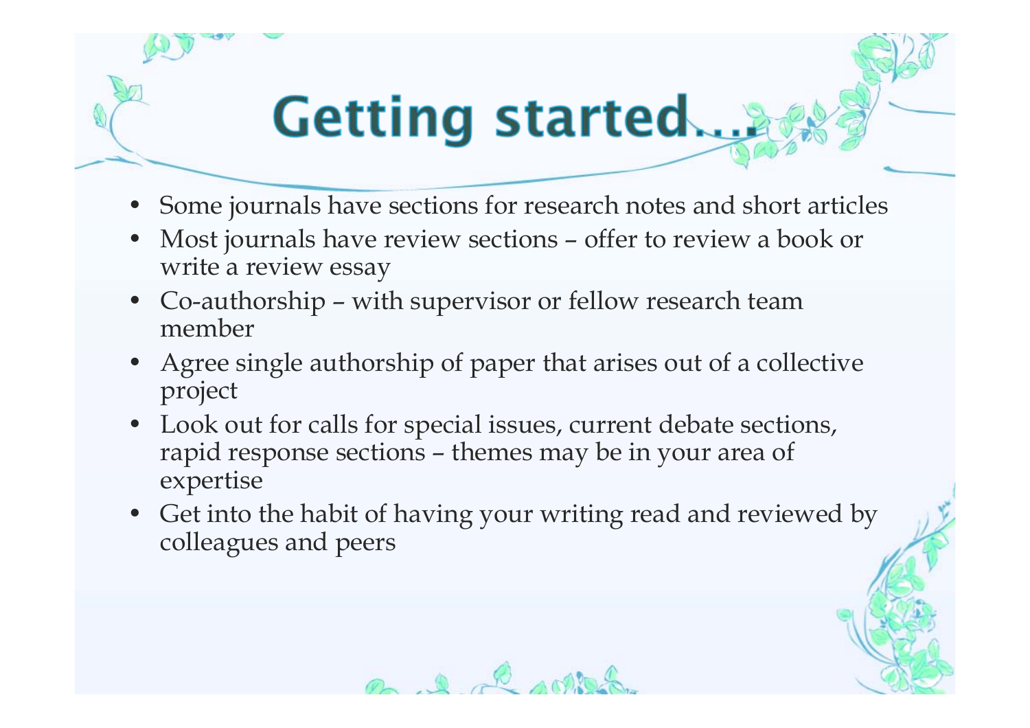# Getting started…

- Some journals have sections for research notes and short articles
- Most journals have review sections – offer to review a book or write a review essay
- Co-authorship – with supervisor or fellow research team member
- Agree single authorship of paper that arises out of a collective project
- Look out for calls for special issues, current debate sections, rapid response sections – themes may be in your area of expertise
- Get into the habit of having your writing read and reviewed by colleagues and peers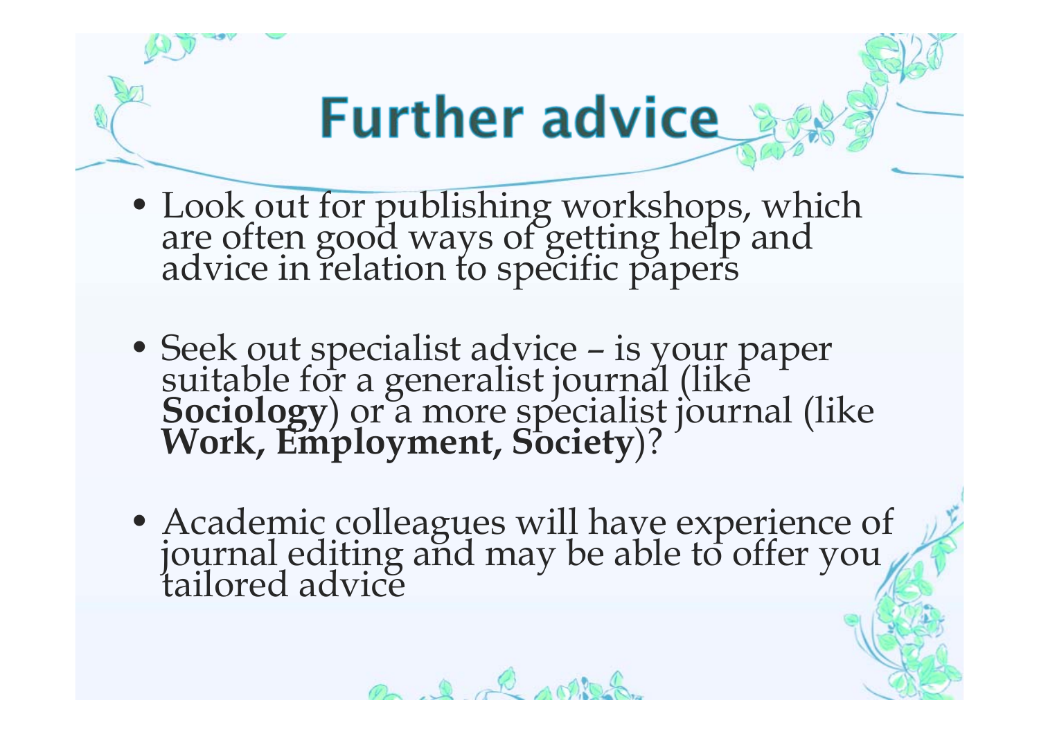# Further advice

- Look out for publishing workshops, which are often good ways of getting help and advice in relation to specific papers
- Seek out specialist advice – is your paper suitable for a generalist journal (like **Sociology**) or a more specialist journal (like **Work, Employment, Society**)?
- Academic colleagues will have experience of journal editing and may be able to offer you tailored advice